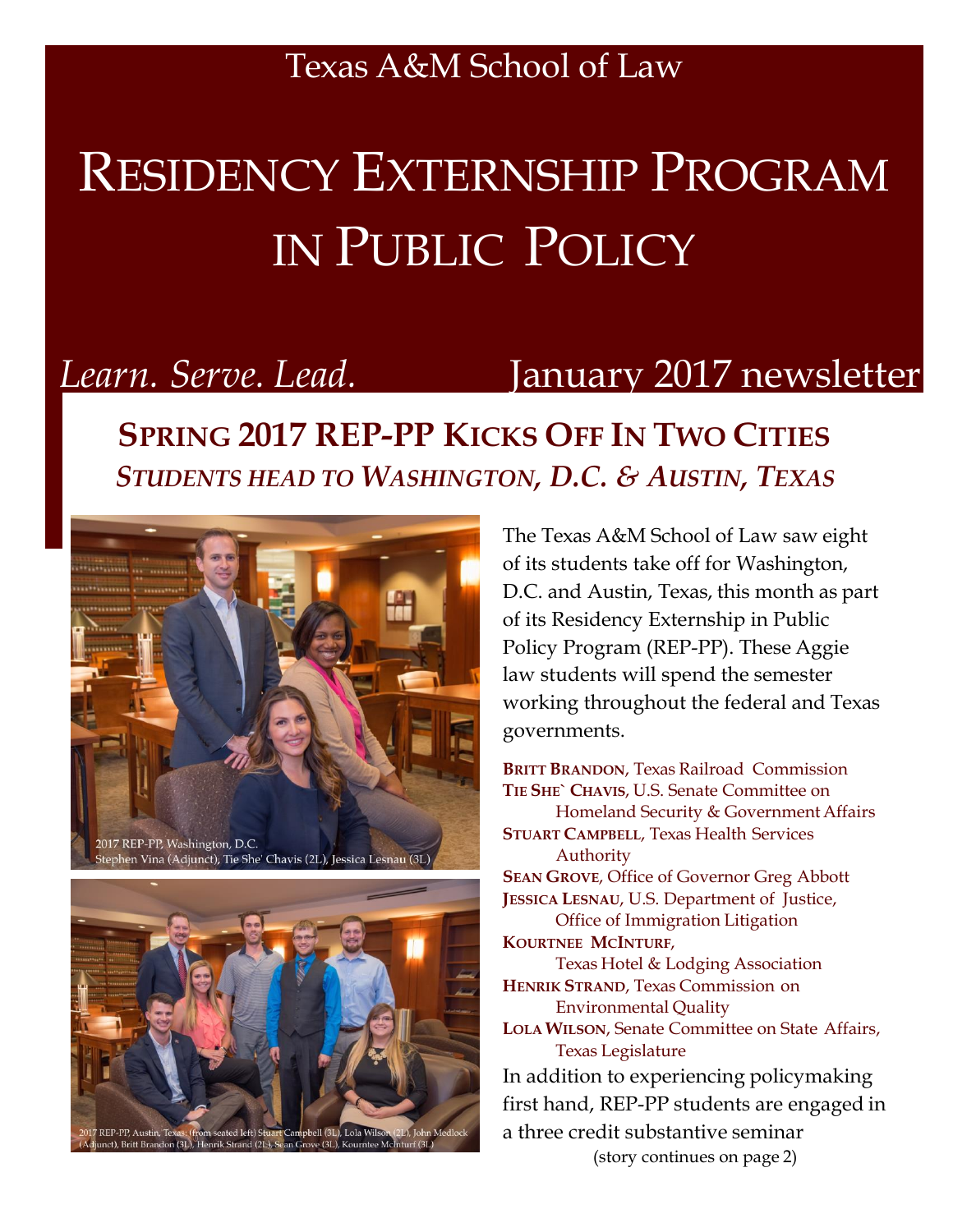Texas A&M School of Law

# Residency Externship Program in Public Policy

*Learn. Serve. Lead.* January 2017 newsletter

## Spring 2017 REP-PP Kicks Off In Two Cities

### *Students head to Washington, D.C. & Austin, Texas*

2017 REP-PP, Washington, D.C.
Stephen Vina (Adjunct), Tie She' Chavis (2L), Jessica Lesnau (3L)

2017 REP-PP, Austin, Texas: (from seated left) Stuart Campbell (3L), Lola Wilson (2L), John Medlock (Adjunct), Britt Brandon (3L), Henrik Strand (2L), Sean Grove (3L), Kourntee McInturf (3L)

The Texas A&M School of Law saw eight of its students take off for Washington, D.C. and Austin, Texas, this month as part of its Residency Externship in Public Policy Program (REP-PP). These Aggie law students will spend the semester working throughout the federal and Texas governments.

**Britt Brandon**, Texas Railroad Commission
**Tie She` Chavis**, U.S. Senate Committee on Homeland Security & Government Affairs
**Stuart Campbell**, Texas Health Services Authority
**Sean Grove**, Office of Governor Greg Abbott
**Jessica Lesnau**, U.S. Department of Justice, Office of Immigration Litigation
**Kourtnee McInturf**, Texas Hotel & Lodging Association
**Henrik Strand**, Texas Commission on Environmental Quality
**Lola Wilson**, Senate Committee on State Affairs, Texas Legislature

In addition to experiencing policymaking first hand, REP-PP students are engaged in a three credit substantive seminar

(story continues on page 2)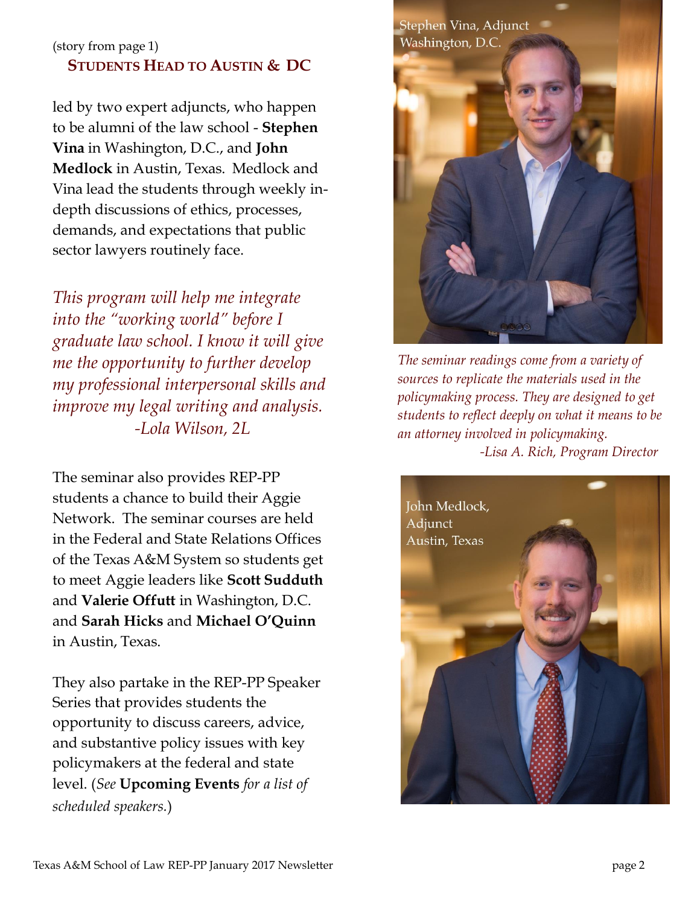(story from page 1)

## STUDENTS HEAD TO AUSTIN & DC

led by two expert adjuncts, who happen to be alumni of the law school - **Stephen Vina** in Washington, D.C., and **John Medlock** in Austin, Texas. Medlock and Vina lead the students through weekly in-depth discussions of ethics, processes, demands, and expectations that public sector lawyers routinely face.

*This program will help me integrate into the "working world" before I graduate law school. I know it will give me the opportunity to further develop my professional interpersonal skills and improve my legal writing and analysis.*
*-Lola Wilson, 2L*

The seminar also provides REP-PP students a chance to build their Aggie Network. The seminar courses are held in the Federal and State Relations Offices of the Texas A&M System so students get to meet Aggie leaders like **Scott Sudduth** and **Valerie Offutt** in Washington, D.C. and **Sarah Hicks** and **Michael O'Quinn** in Austin, Texas.

They also partake in the REP-PP Speaker Series that provides students the opportunity to discuss careers, advice, and substantive policy issues with key policymakers at the federal and state level. (*See* **Upcoming Events** *for a list of scheduled speakers.*)

Stephen Vina, Adjunct
Washington, D.C.

*The seminar readings come from a variety of sources to replicate the materials used in the policymaking process. They are designed to get students to reflect deeply on what it means to be an attorney involved in policymaking.*
*-Lisa A. Rich, Program Director*

John Medlock,
Adjunct
Austin, Texas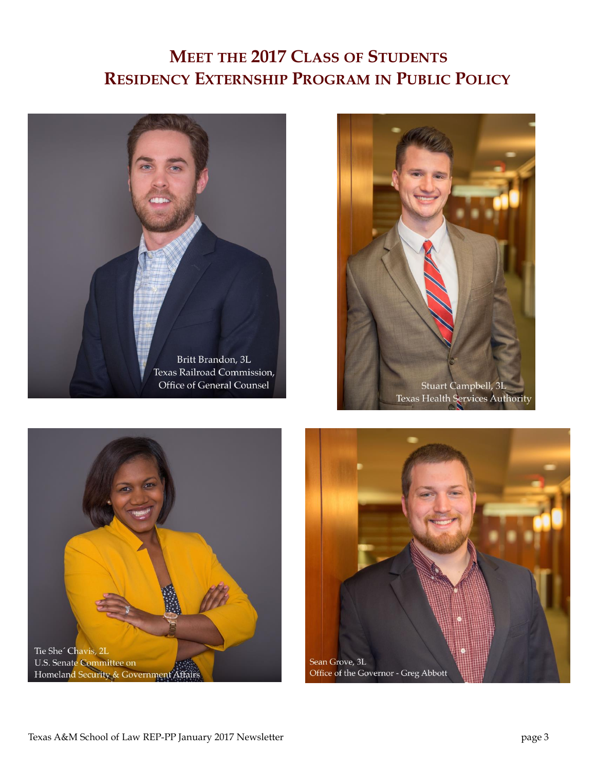# Meet the 2017 Class of Students Residency Externship Program in Public Policy

Britt Brandon, 3L
Texas Railroad Commission, Office of General Counsel

Stuart Campbell, 3L
Texas Health Services Authority

Tie She´ Chavis, 2L
U.S. Senate Committee on Homeland Security & Government Affairs

Sean Grove, 3L
Office of the Governor - Greg Abbott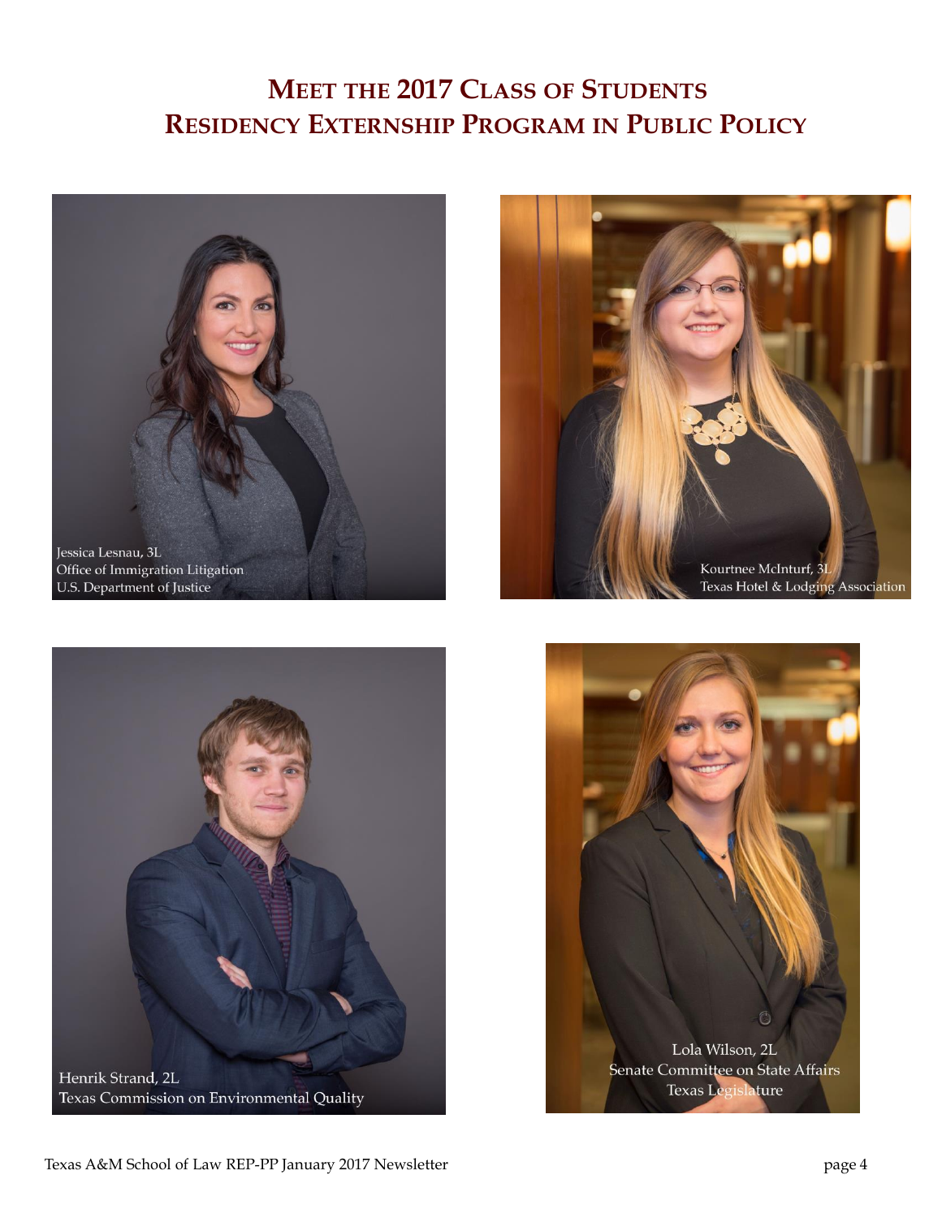# Meet the 2017 Class of Students Residency Externship Program in Public Policy

Jessica Lesnau, 3L
Office of Immigration Litigation
U.S. Department of Justice

Kourtnee McInturf, 3L
Texas Hotel & Lodging Association

Henrik Strand, 2L
Texas Commission on Environmental Quality

Lola Wilson, 2L
Senate Committee on State Affairs
Texas Legislature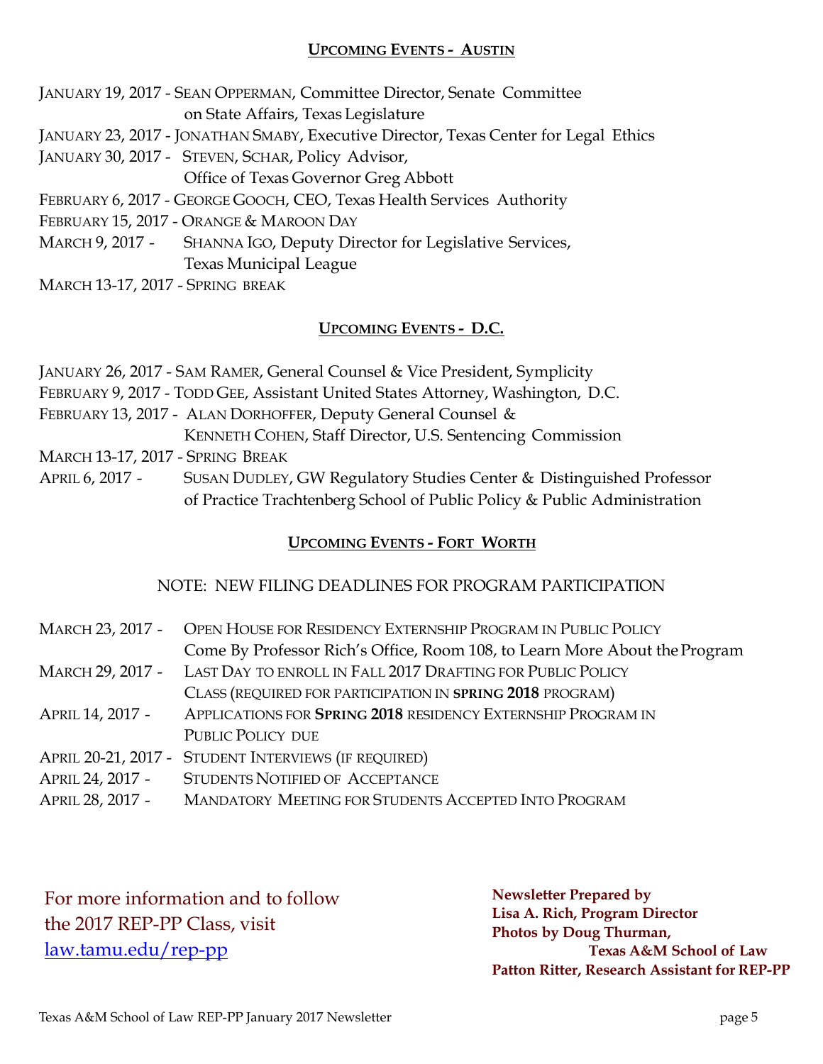## UPCOMING EVENTS - AUSTIN

JANUARY 19, 2017 - SEAN OPPERMAN, Committee Director, Senate Committee on State Affairs, Texas Legislature

JANUARY 23, 2017 - JONATHAN SMABY, Executive Director, Texas Center for Legal Ethics

JANUARY 30, 2017 - STEVEN, SCHAR, Policy Advisor, Office of Texas Governor Greg Abbott

FEBRUARY 6, 2017 - GEORGE GOOCH, CEO, Texas Health Services Authority

FEBRUARY 15, 2017 - ORANGE & MAROON DAY

MARCH 9, 2017 - SHANNA IGO, Deputy Director for Legislative Services, Texas Municipal League

MARCH 13-17, 2017 - SPRING BREAK

## UPCOMING EVENTS - D.C.

JANUARY 26, 2017 - SAM RAMER, General Counsel & Vice President, Symplicity

FEBRUARY 9, 2017 - TODD GEE, Assistant United States Attorney, Washington, D.C.

FEBRUARY 13, 2017 - ALAN DORHOFFER, Deputy General Counsel & KENNETH COHEN, Staff Director, U.S. Sentencing Commission

MARCH 13-17, 2017 - SPRING BREAK

APRIL 6, 2017 - SUSAN DUDLEY, GW Regulatory Studies Center & Distinguished Professor of Practice Trachtenberg School of Public Policy & Public Administration

## UPCOMING EVENTS - FORT WORTH

NOTE: NEW FILING DEADLINES FOR PROGRAM PARTICIPATION

MARCH 23, 2017 - OPEN HOUSE FOR RESIDENCY EXTERNSHIP PROGRAM IN PUBLIC POLICY
Come By Professor Rich's Office, Room 108, to Learn More About the Program

MARCH 29, 2017 - LAST DAY TO ENROLL IN FALL 2017 DRAFTING FOR PUBLIC POLICY CLASS (REQUIRED FOR PARTICIPATION IN **SPRING 2018** PROGRAM)

APRIL 14, 2017 - APPLICATIONS FOR **SPRING 2018** RESIDENCY EXTERNSHIP PROGRAM IN PUBLIC POLICY DUE

APRIL 20-21, 2017 - STUDENT INTERVIEWS (IF REQUIRED)

APRIL 24, 2017 - STUDENTS NOTIFIED OF ACCEPTANCE

APRIL 28, 2017 - MANDATORY MEETING FOR STUDENTS ACCEPTED INTO PROGRAM

For more information and to follow the 2017 REP-PP Class, visit law.tamu.edu/rep-pp

**Newsletter Prepared by**
**Lisa A. Rich, Program Director**
**Photos by Doug Thurman, Texas A&M School of Law**
**Patton Ritter, Research Assistant for REP-PP**